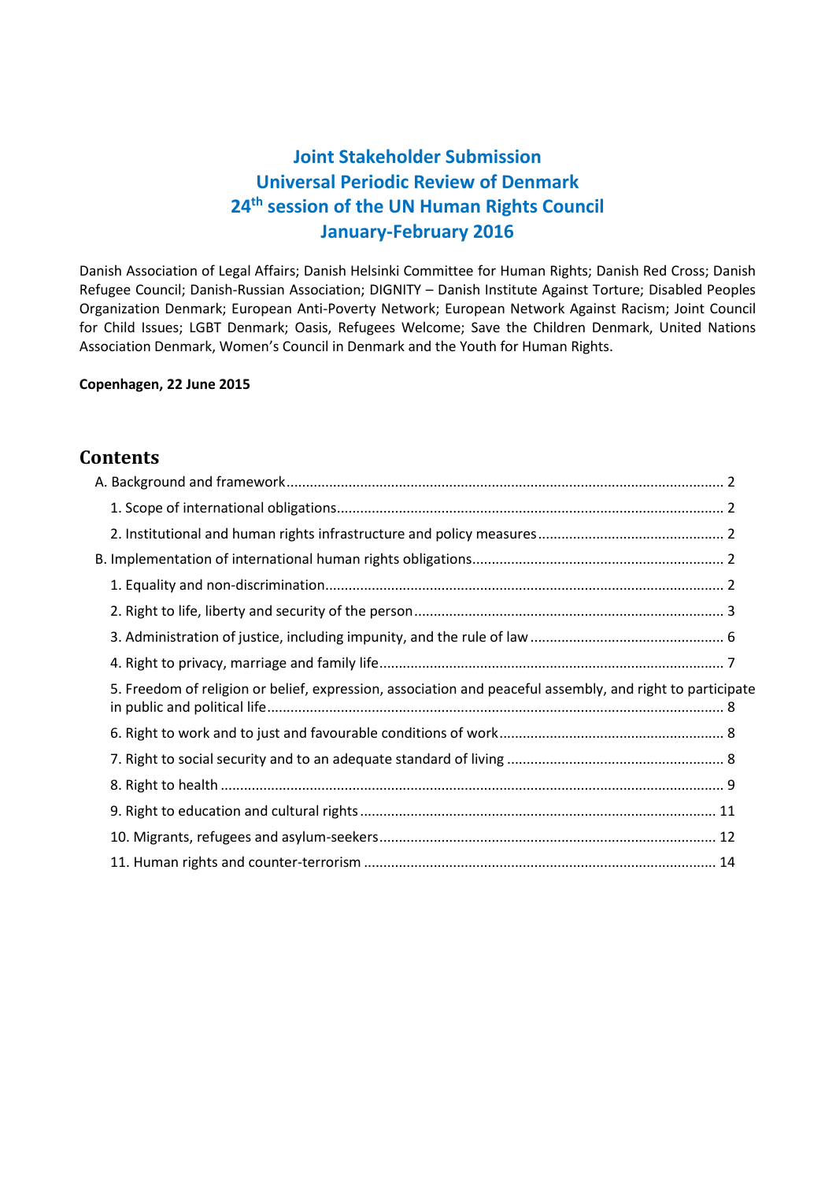# Joint Stakeholder Submission
# Universal Periodic Review of Denmark
# 24th session of the UN Human Rights Council
# January-February 2016

Danish Association of Legal Affairs; Danish Helsinki Committee for Human Rights; Danish Red Cross; Danish Refugee Council; Danish-Russian Association; DIGNITY – Danish Institute Against Torture; Disabled Peoples Organization Denmark; European Anti-Poverty Network; European Network Against Racism; Joint Council for Child Issues; LGBT Denmark; Oasis, Refugees Welcome; Save the Children Denmark, United Nations Association Denmark, Women's Council in Denmark and the Youth for Human Rights.

**Copenhagen, 22 June 2015**

## Contents

- A. Background and framework ........ 2
  - 1. Scope of international obligations ........ 2
  - 2. Institutional and human rights infrastructure and policy measures ........ 2
- B. Implementation of international human rights obligations ........ 2
  - 1. Equality and non-discrimination ........ 2
  - 2. Right to life, liberty and security of the person ........ 3
  - 3. Administration of justice, including impunity, and the rule of law ........ 6
  - 4. Right to privacy, marriage and family life ........ 7
  - 5. Freedom of religion or belief, expression, association and peaceful assembly, and right to participate in public and political life ........ 8
  - 6. Right to work and to just and favourable conditions of work ........ 8
  - 7. Right to social security and to an adequate standard of living ........ 8
  - 8. Right to health ........ 9
  - 9. Right to education and cultural rights ........ 11
  - 10. Migrants, refugees and asylum-seekers ........ 12
  - 11. Human rights and counter-terrorism ........ 14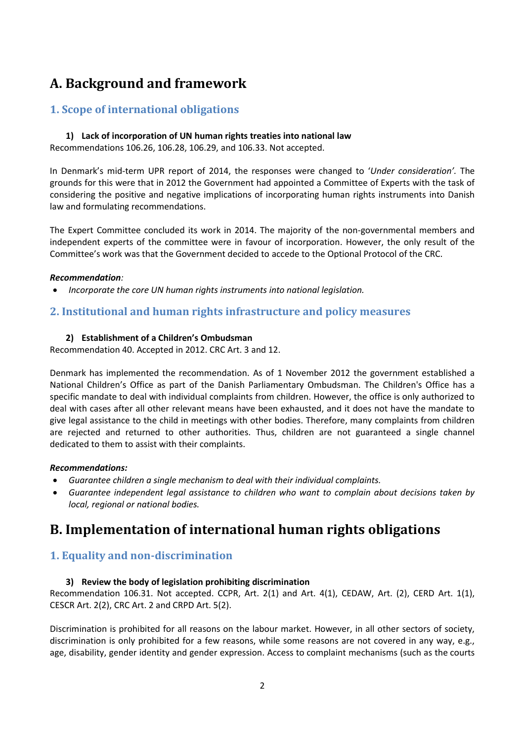# A. Background and framework

## 1. Scope of international obligations

### 1) Lack of incorporation of UN human rights treaties into national law

Recommendations 106.26, 106.28, 106.29, and 106.33. Not accepted.

In Denmark's mid-term UPR report of 2014, the responses were changed to '*Under consideration'.* The grounds for this were that in 2012 the Government had appointed a Committee of Experts with the task of considering the positive and negative implications of incorporating human rights instruments into Danish law and formulating recommendations.

The Expert Committee concluded its work in 2014. The majority of the non-governmental members and independent experts of the committee were in favour of incorporation. However, the only result of the Committee's work was that the Government decided to accede to the Optional Protocol of the CRC.

***Recommendation**:*

- *Incorporate the core UN human rights instruments into national legislation.*

## 2. Institutional and human rights infrastructure and policy measures

### 2) Establishment of a Children's Ombudsman

Recommendation 40. Accepted in 2012. CRC Art. 3 and 12.

Denmark has implemented the recommendation. As of 1 November 2012 the government established a National Children's Office as part of the Danish Parliamentary Ombudsman. The Children's Office has a specific mandate to deal with individual complaints from children. However, the office is only authorized to deal with cases after all other relevant means have been exhausted, and it does not have the mandate to give legal assistance to the child in meetings with other bodies. Therefore, many complaints from children are rejected and returned to other authorities. Thus, children are not guaranteed a single channel dedicated to them to assist with their complaints.

***Recommendations:***

- *Guarantee children a single mechanism to deal with their individual complaints.*
- *Guarantee independent legal assistance to children who want to complain about decisions taken by local, regional or national bodies.*

# B. Implementation of international human rights obligations

## 1. Equality and non-discrimination

### 3) Review the body of legislation prohibiting discrimination

Recommendation 106.31. Not accepted. CCPR, Art. 2(1) and Art. 4(1), CEDAW, Art. (2), CERD Art. 1(1), CESCR Art. 2(2), CRC Art. 2 and CRPD Art. 5(2).

Discrimination is prohibited for all reasons on the labour market. However, in all other sectors of society, discrimination is only prohibited for a few reasons, while some reasons are not covered in any way, e.g., age, disability, gender identity and gender expression. Access to complaint mechanisms (such as the courts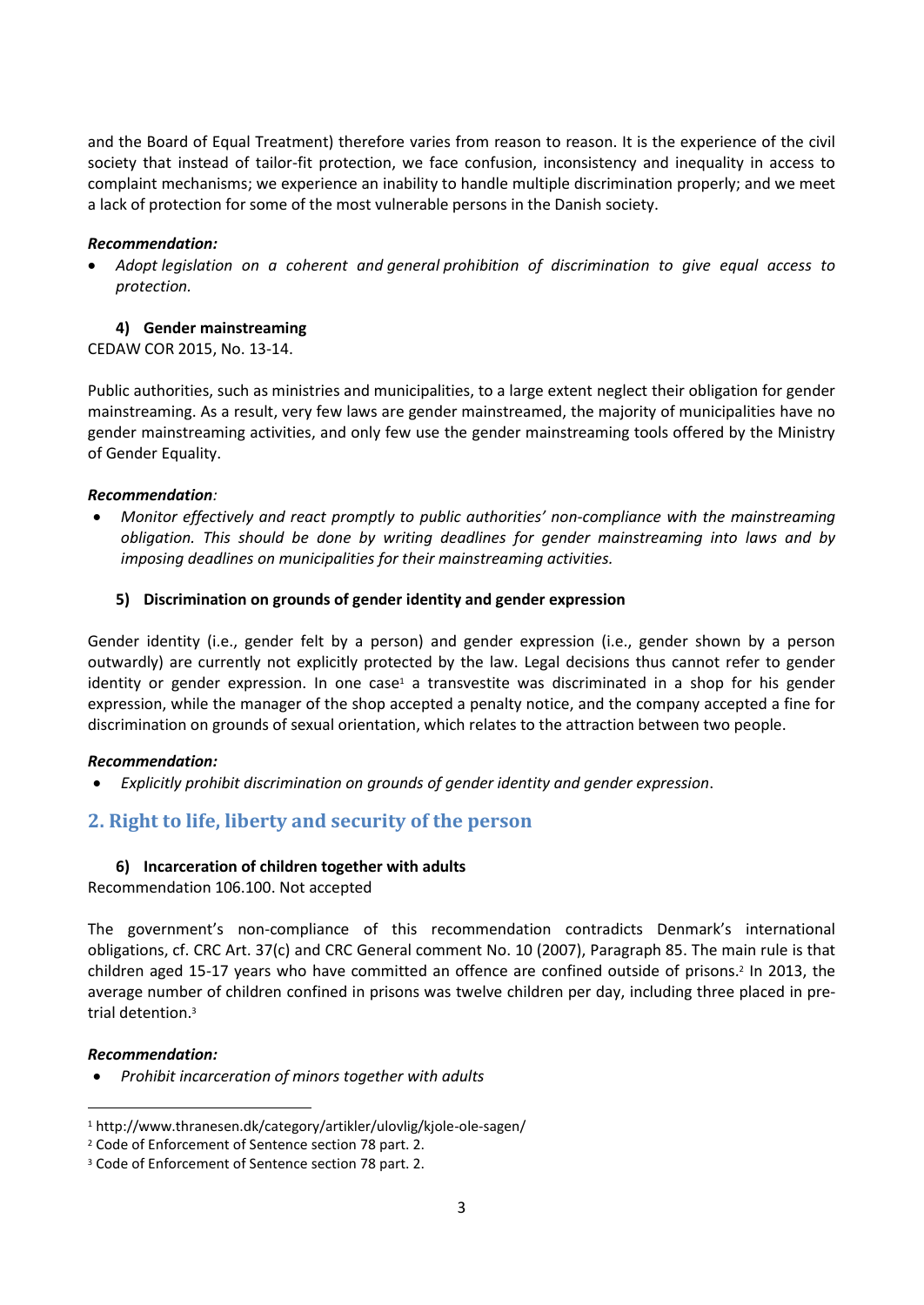and the Board of Equal Treatment) therefore varies from reason to reason. It is the experience of the civil society that instead of tailor-fit protection, we face confusion, inconsistency and inequality in access to complaint mechanisms; we experience an inability to handle multiple discrimination properly; and we meet a lack of protection for some of the most vulnerable persons in the Danish society.

***Recommendation:***

- *Adopt legislation on a coherent and general prohibition of discrimination to give equal access to protection.*

### 4) Gender mainstreaming

CEDAW COR 2015, No. 13-14.

Public authorities, such as ministries and municipalities, to a large extent neglect their obligation for gender mainstreaming. As a result, very few laws are gender mainstreamed, the majority of municipalities have no gender mainstreaming activities, and only few use the gender mainstreaming tools offered by the Ministry of Gender Equality.

***Recommendation****:*

- *Monitor effectively and react promptly to public authorities' non-compliance with the mainstreaming obligation. This should be done by writing deadlines for gender mainstreaming into laws and by imposing deadlines on municipalities for their mainstreaming activities.*

### 5) Discrimination on grounds of gender identity and gender expression

Gender identity (i.e., gender felt by a person) and gender expression (i.e., gender shown by a person outwardly) are currently not explicitly protected by the law. Legal decisions thus cannot refer to gender identity or gender expression. In one case[1] a transvestite was discriminated in a shop for his gender expression, while the manager of the shop accepted a penalty notice, and the company accepted a fine for discrimination on grounds of sexual orientation, which relates to the attraction between two people.

***Recommendation:***

- *Explicitly prohibit discrimination on grounds of gender identity and gender expression*.

## 2. Right to life, liberty and security of the person

### 6) Incarceration of children together with adults

Recommendation 106.100. Not accepted

The government's non-compliance of this recommendation contradicts Denmark's international obligations, cf. CRC Art. 37(c) and CRC General comment No. 10 (2007), Paragraph 85. The main rule is that children aged 15-17 years who have committed an offence are confined outside of prisons.[2] In 2013, the average number of children confined in prisons was twelve children per day, including three placed in pre-trial detention.[3]

***Recommendation:***

- *Prohibit incarceration of minors together with adults*

---

[1] http://www.thranesen.dk/category/artikler/ulovlig/kjole-ole-sagen/

[2] Code of Enforcement of Sentence section 78 part. 2.

[3] Code of Enforcement of Sentence section 78 part. 2.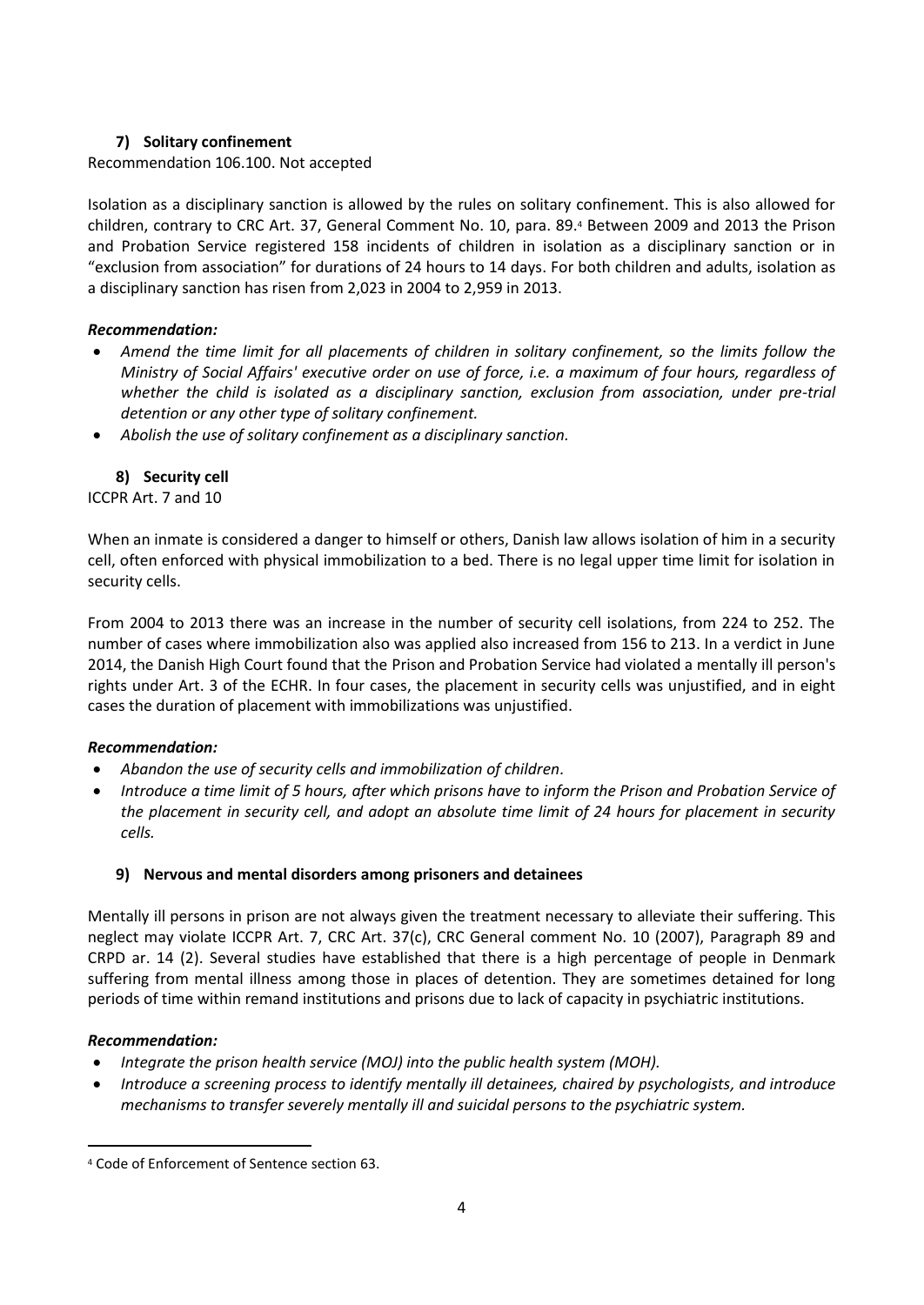### 7) Solitary confinement

Recommendation 106.100. Not accepted

Isolation as a disciplinary sanction is allowed by the rules on solitary confinement. This is also allowed for children, contrary to CRC Art. 37, General Comment No. 10, para. 89.[4] Between 2009 and 2013 the Prison and Probation Service registered 158 incidents of children in isolation as a disciplinary sanction or in "exclusion from association" for durations of 24 hours to 14 days. For both children and adults, isolation as a disciplinary sanction has risen from 2,023 in 2004 to 2,959 in 2013.

***Recommendation:***

- *Amend the time limit for all placements of children in solitary confinement, so the limits follow the Ministry of Social Affairs' executive order on use of force, i.e. a maximum of four hours, regardless of whether the child is isolated as a disciplinary sanction, exclusion from association, under pre-trial detention or any other type of solitary confinement.*
- *Abolish the use of solitary confinement as a disciplinary sanction.*

### 8) Security cell

ICCPR Art. 7 and 10

When an inmate is considered a danger to himself or others, Danish law allows isolation of him in a security cell, often enforced with physical immobilization to a bed. There is no legal upper time limit for isolation in security cells.

From 2004 to 2013 there was an increase in the number of security cell isolations, from 224 to 252. The number of cases where immobilization also was applied also increased from 156 to 213. In a verdict in June 2014, the Danish High Court found that the Prison and Probation Service had violated a mentally ill person's rights under Art. 3 of the ECHR. In four cases, the placement in security cells was unjustified, and in eight cases the duration of placement with immobilizations was unjustified.

***Recommendation:***

- *Abandon the use of security cells and immobilization of children.*
- *Introduce a time limit of 5 hours, after which prisons have to inform the Prison and Probation Service of the placement in security cell, and adopt an absolute time limit of 24 hours for placement in security cells.*

### 9) Nervous and mental disorders among prisoners and detainees

Mentally ill persons in prison are not always given the treatment necessary to alleviate their suffering. This neglect may violate ICCPR Art. 7, CRC Art. 37(c), CRC General comment No. 10 (2007), Paragraph 89 and CRPD ar. 14 (2). Several studies have established that there is a high percentage of people in Denmark suffering from mental illness among those in places of detention. They are sometimes detained for long periods of time within remand institutions and prisons due to lack of capacity in psychiatric institutions.

***Recommendation:***

- *Integrate the prison health service (MOJ) into the public health system (MOH).*
- *Introduce a screening process to identify mentally ill detainees, chaired by psychologists, and introduce mechanisms to transfer severely mentally ill and suicidal persons to the psychiatric system.*

---

[4] Code of Enforcement of Sentence section 63.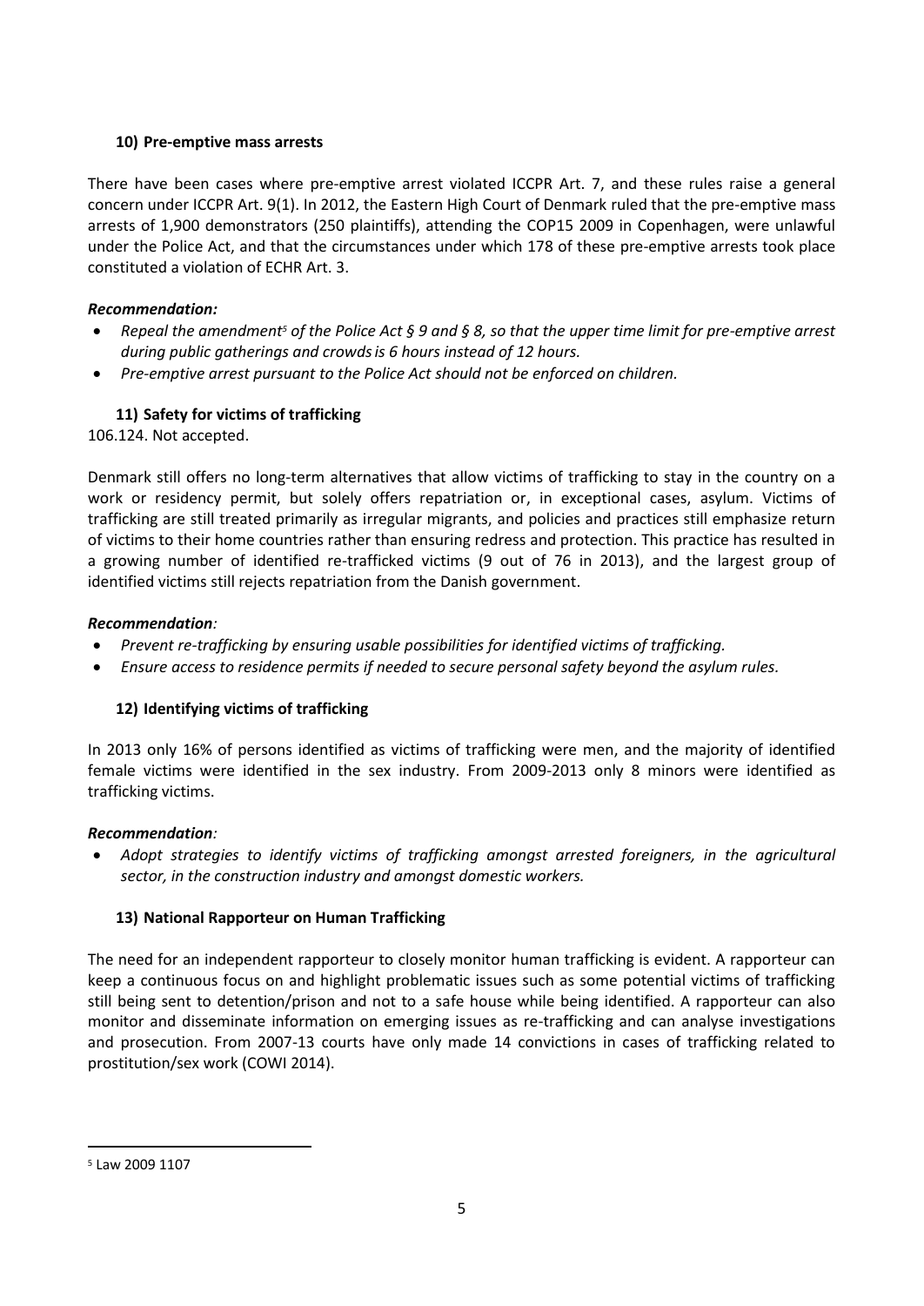### 10) Pre-emptive mass arrests

There have been cases where pre-emptive arrest violated ICCPR Art. 7, and these rules raise a general concern under ICCPR Art. 9(1). In 2012, the Eastern High Court of Denmark ruled that the pre-emptive mass arrests of 1,900 demonstrators (250 plaintiffs), attending the COP15 2009 in Copenhagen, were unlawful under the Police Act, and that the circumstances under which 178 of these pre-emptive arrests took place constituted a violation of ECHR Art. 3.

***Recommendation:***

- *Repeal the amendment[5] of the Police Act § 9 and § 8, so that the upper time limit for pre-emptive arrest during public gatherings and crowds is 6 hours instead of 12 hours.*
- *Pre-emptive arrest pursuant to the Police Act should not be enforced on children.*

### 11) Safety for victims of trafficking

106.124. Not accepted.

Denmark still offers no long-term alternatives that allow victims of trafficking to stay in the country on a work or residency permit, but solely offers repatriation or, in exceptional cases, asylum. Victims of trafficking are still treated primarily as irregular migrants, and policies and practices still emphasize return of victims to their home countries rather than ensuring redress and protection. This practice has resulted in a growing number of identified re-trafficked victims (9 out of 76 in 2013), and the largest group of identified victims still rejects repatriation from the Danish government.

***Recommendation:***

- *Prevent re-trafficking by ensuring usable possibilities for identified victims of trafficking.*
- *Ensure access to residence permits if needed to secure personal safety beyond the asylum rules.*

### 12) Identifying victims of trafficking

In 2013 only 16% of persons identified as victims of trafficking were men, and the majority of identified female victims were identified in the sex industry. From 2009-2013 only 8 minors were identified as trafficking victims.

***Recommendation:***

- *Adopt strategies to identify victims of trafficking amongst arrested foreigners, in the agricultural sector, in the construction industry and amongst domestic workers.*

### 13) National Rapporteur on Human Trafficking

The need for an independent rapporteur to closely monitor human trafficking is evident. A rapporteur can keep a continuous focus on and highlight problematic issues such as some potential victims of trafficking still being sent to detention/prison and not to a safe house while being identified. A rapporteur can also monitor and disseminate information on emerging issues as re-trafficking and can analyse investigations and prosecution. From 2007-13 courts have only made 14 convictions in cases of trafficking related to prostitution/sex work (COWI 2014).

---

[5] Law 2009 1107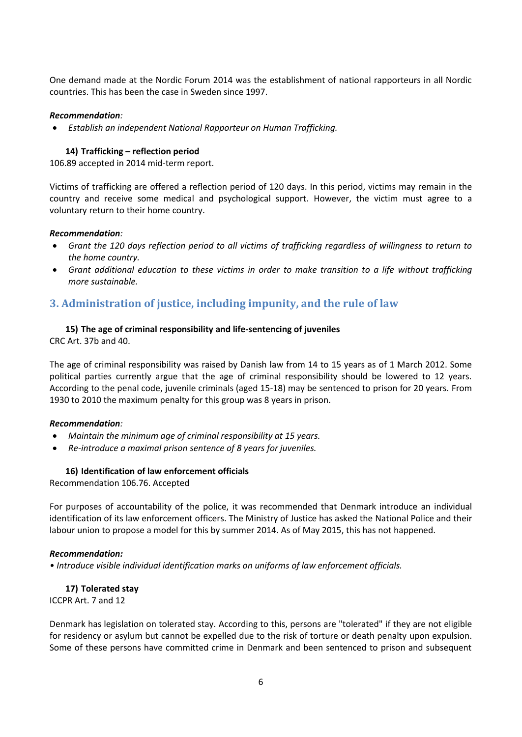One demand made at the Nordic Forum 2014 was the establishment of national rapporteurs in all Nordic countries. This has been the case in Sweden since 1997.

***Recommendation**:*

- *Establish an independent National Rapporteur on Human Trafficking.*

#### 14) Trafficking – reflection period

106.89 accepted in 2014 mid-term report.

Victims of trafficking are offered a reflection period of 120 days. In this period, victims may remain in the country and receive some medical and psychological support. However, the victim must agree to a voluntary return to their home country.

***Recommendation**:*

- *Grant the 120 days reflection period to all victims of trafficking regardless of willingness to return to the home country.*
- *Grant additional education to these victims in order to make transition to a life without trafficking more sustainable.*

## 3. Administration of justice, including impunity, and the rule of law

#### 15) The age of criminal responsibility and life-sentencing of juveniles

CRC Art. 37b and 40.

The age of criminal responsibility was raised by Danish law from 14 to 15 years as of 1 March 2012. Some political parties currently argue that the age of criminal responsibility should be lowered to 12 years. According to the penal code, juvenile criminals (aged 15-18) may be sentenced to prison for 20 years. From 1930 to 2010 the maximum penalty for this group was 8 years in prison.

***Recommendation**:*

- *Maintain the minimum age of criminal responsibility at 15 years.*
- *Re-introduce a maximal prison sentence of 8 years for juveniles.*

#### 16) Identification of law enforcement officials

Recommendation 106.76. Accepted

For purposes of accountability of the police, it was recommended that Denmark introduce an individual identification of its law enforcement officers. The Ministry of Justice has asked the National Police and their labour union to propose a model for this by summer 2014. As of May 2015, this has not happened.

***Recommendation:***

*• Introduce visible individual identification marks on uniforms of law enforcement officials.*

#### 17) Tolerated stay

ICCPR Art. 7 and 12

Denmark has legislation on tolerated stay. According to this, persons are "tolerated" if they are not eligible for residency or asylum but cannot be expelled due to the risk of torture or death penalty upon expulsion. Some of these persons have committed crime in Denmark and been sentenced to prison and subsequent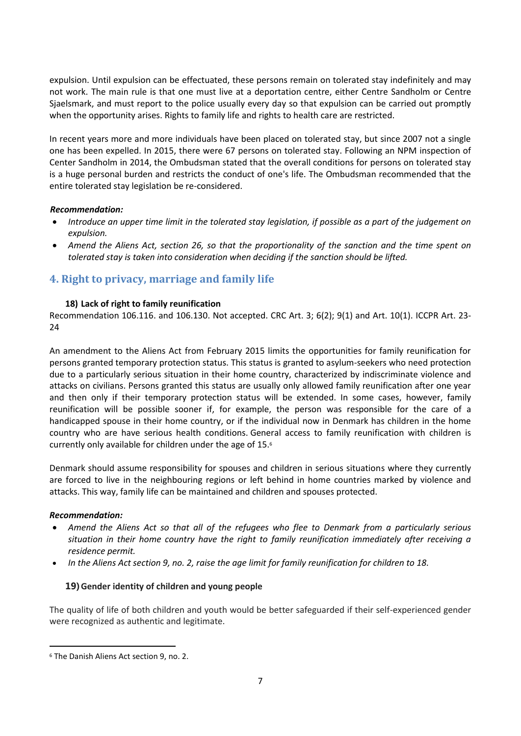expulsion. Until expulsion can be effectuated, these persons remain on tolerated stay indefinitely and may not work. The main rule is that one must live at a deportation centre, either Centre Sandholm or Centre Sjaelsmark, and must report to the police usually every day so that expulsion can be carried out promptly when the opportunity arises. Rights to family life and rights to health care are restricted.

In recent years more and more individuals have been placed on tolerated stay, but since 2007 not a single one has been expelled. In 2015, there were 67 persons on tolerated stay. Following an NPM inspection of Center Sandholm in 2014, the Ombudsman stated that the overall conditions for persons on tolerated stay is a huge personal burden and restricts the conduct of one's life. The Ombudsman recommended that the entire tolerated stay legislation be re-considered.

***Recommendation:***

- *Introduce an upper time limit in the tolerated stay legislation, if possible as a part of the judgement on expulsion.*
- *Amend the Aliens Act, section 26, so that the proportionality of the sanction and the time spent on tolerated stay is taken into consideration when deciding if the sanction should be lifted.*

## 4. Right to privacy, marriage and family life

### 18) Lack of right to family reunification

Recommendation 106.116. and 106.130. Not accepted. CRC Art. 3; 6(2); 9(1) and Art. 10(1). ICCPR Art. 23-24

An amendment to the Aliens Act from February 2015 limits the opportunities for family reunification for persons granted temporary protection status. This status is granted to asylum-seekers who need protection due to a particularly serious situation in their home country, characterized by indiscriminate violence and attacks on civilians. Persons granted this status are usually only allowed family reunification after one year and then only if their temporary protection status will be extended. In some cases, however, family reunification will be possible sooner if, for example, the person was responsible for the care of a handicapped spouse in their home country, or if the individual now in Denmark has children in the home country who are have serious health conditions. General access to family reunification with children is currently only available for children under the age of 15.[6]

Denmark should assume responsibility for spouses and children in serious situations where they currently are forced to live in the neighbouring regions or left behind in home countries marked by violence and attacks. This way, family life can be maintained and children and spouses protected.

***Recommendation:***

- *Amend the Aliens Act so that all of the refugees who flee to Denmark from a particularly serious situation in their home country have the right to family reunification immediately after receiving a residence permit.*
- *In the Aliens Act section 9, no. 2, raise the age limit for family reunification for children to 18.*

### 19) Gender identity of children and young people

The quality of life of both children and youth would be better safeguarded if their self-experienced gender were recognized as authentic and legitimate.

[6] The Danish Aliens Act section 9, no. 2.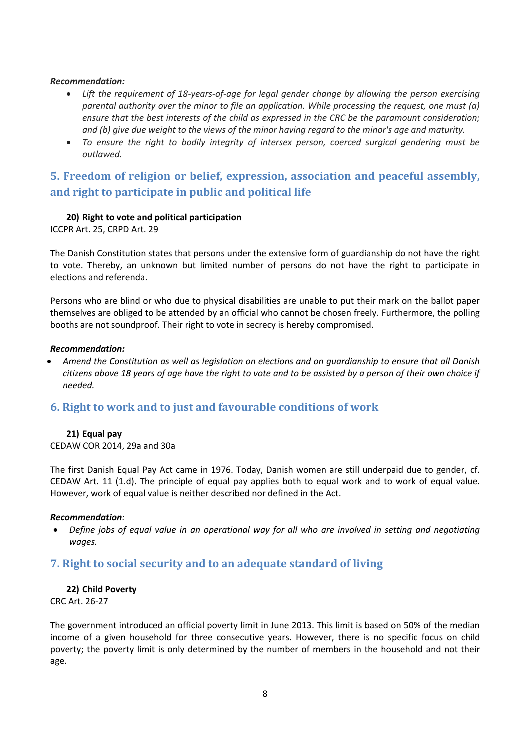***Recommendation:***

- *Lift the requirement of 18-years-of-age for legal gender change by allowing the person exercising parental authority over the minor to file an application. While processing the request, one must (a) ensure that the best interests of the child as expressed in the CRC be the paramount consideration; and (b) give due weight to the views of the minor having regard to the minor's age and maturity.*
- *To ensure the right to bodily integrity of intersex person, coerced surgical gendering must be outlawed.*

## 5. Freedom of religion or belief, expression, association and peaceful assembly, and right to participate in public and political life

**20) Right to vote and political participation**

ICCPR Art. 25, CRPD Art. 29

The Danish Constitution states that persons under the extensive form of guardianship do not have the right to vote. Thereby, an unknown but limited number of persons do not have the right to participate in elections and referenda.

Persons who are blind or who due to physical disabilities are unable to put their mark on the ballot paper themselves are obliged to be attended by an official who cannot be chosen freely. Furthermore, the polling booths are not soundproof. Their right to vote in secrecy is hereby compromised.

***Recommendation:***

- *Amend the Constitution as well as legislation on elections and on guardianship to ensure that all Danish citizens above 18 years of age have the right to vote and to be assisted by a person of their own choice if needed.*

## 6. Right to work and to just and favourable conditions of work

**21) Equal pay**

CEDAW COR 2014, 29a and 30a

The first Danish Equal Pay Act came in 1976. Today, Danish women are still underpaid due to gender, cf. CEDAW Art. 11 (1.d). The principle of equal pay applies both to equal work and to work of equal value. However, work of equal value is neither described nor defined in the Act.

***Recommendation****:*

- *Define jobs of equal value in an operational way for all who are involved in setting and negotiating wages.*

## 7. Right to social security and to an adequate standard of living

**22) Child Poverty**

CRC Art. 26-27

The government introduced an official poverty limit in June 2013. This limit is based on 50% of the median income of a given household for three consecutive years. However, there is no specific focus on child poverty; the poverty limit is only determined by the number of members in the household and not their age.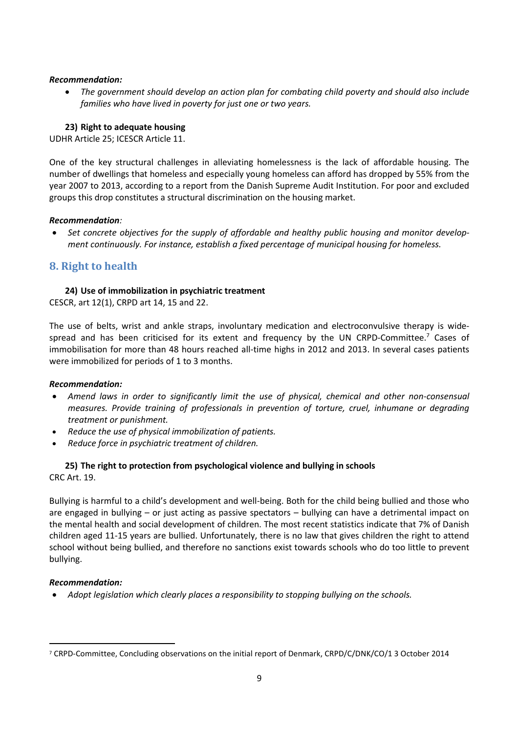***Recommendation:***

- *The government should develop an action plan for combating child poverty and should also include families who have lived in poverty for just one or two years.*

**23) Right to adequate housing**

UDHR Article 25; ICESCR Article 11.

One of the key structural challenges in alleviating homelessness is the lack of affordable housing. The number of dwellings that homeless and especially young homeless can afford has dropped by 55% from the year 2007 to 2013, according to a report from the Danish Supreme Audit Institution. For poor and excluded groups this drop constitutes a structural discrimination on the housing market.

***Recommendation:***

- *Set concrete objectives for the supply of affordable and healthy public housing and monitor development continuously. For instance, establish a fixed percentage of municipal housing for homeless.*

## 8. Right to health

**24) Use of immobilization in psychiatric treatment**

CESCR, art 12(1), CRPD art 14, 15 and 22.

The use of belts, wrist and ankle straps, involuntary medication and electroconvulsive therapy is widespread and has been criticised for its extent and frequency by the UN CRPD-Committee.[7] Cases of immobilisation for more than 48 hours reached all-time highs in 2012 and 2013. In several cases patients were immobilized for periods of 1 to 3 months.

***Recommendation:***

- *Amend laws in order to significantly limit the use of physical, chemical and other non-consensual measures. Provide training of professionals in prevention of torture, cruel, inhumane or degrading treatment or punishment.*
- *Reduce the use of physical immobilization of patients.*
- *Reduce force in psychiatric treatment of children.*

**25) The right to protection from psychological violence and bullying in schools**

CRC Art. 19.

Bullying is harmful to a child's development and well-being. Both for the child being bullied and those who are engaged in bullying – or just acting as passive spectators – bullying can have a detrimental impact on the mental health and social development of children. The most recent statistics indicate that 7% of Danish children aged 11-15 years are bullied. Unfortunately, there is no law that gives children the right to attend school without being bullied, and therefore no sanctions exist towards schools who do too little to prevent bullying.

***Recommendation:***

- *Adopt legislation which clearly places a responsibility to stopping bullying on the schools.*

---

[7] CRPD-Committee, Concluding observations on the initial report of Denmark, CRPD/C/DNK/CO/1 3 October 2014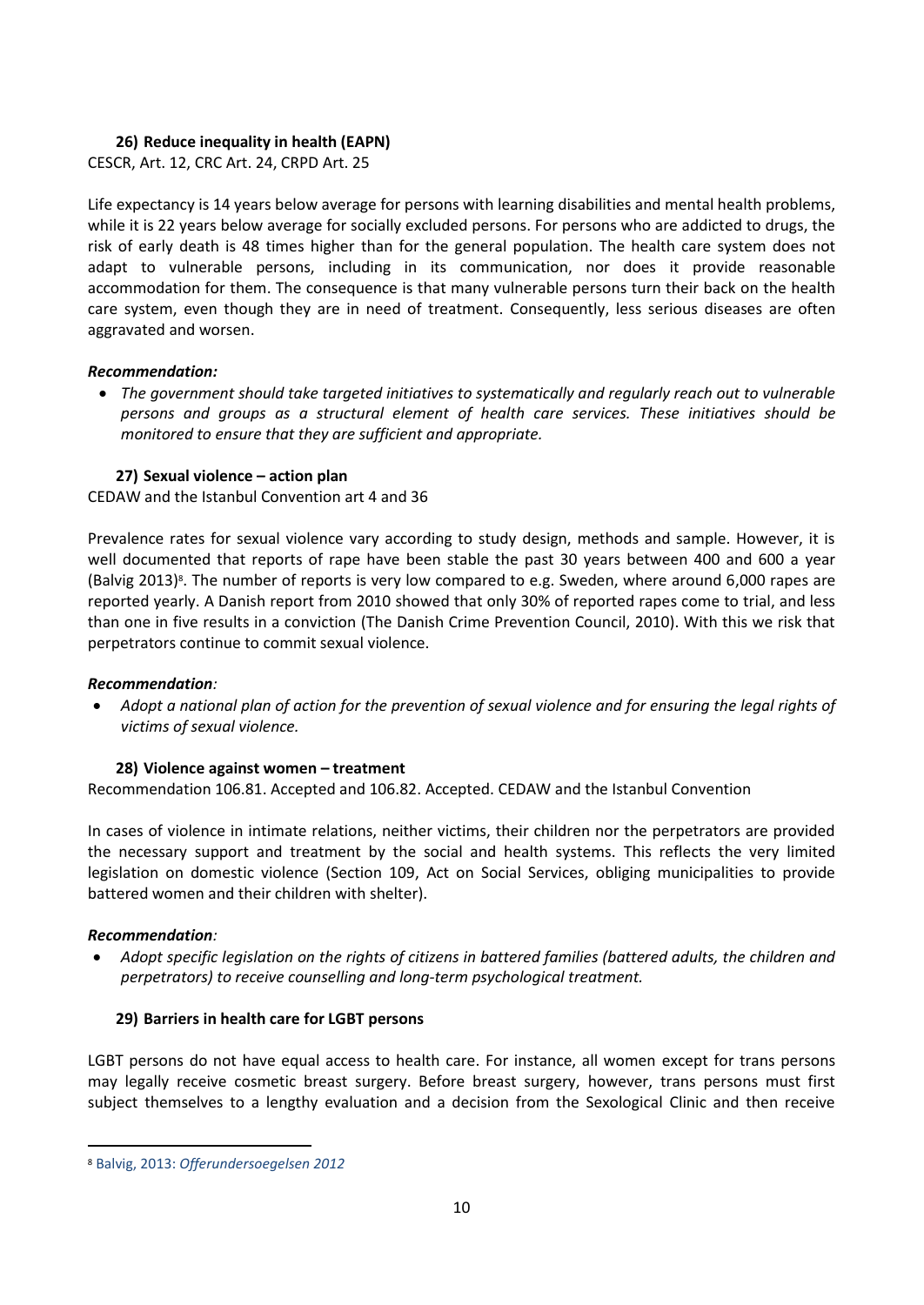### 26) Reduce inequality in health (EAPN)

CESCR, Art. 12, CRC Art. 24, CRPD Art. 25

Life expectancy is 14 years below average for persons with learning disabilities and mental health problems, while it is 22 years below average for socially excluded persons. For persons who are addicted to drugs, the risk of early death is 48 times higher than for the general population. The health care system does not adapt to vulnerable persons, including in its communication, nor does it provide reasonable accommodation for them. The consequence is that many vulnerable persons turn their back on the health care system, even though they are in need of treatment. Consequently, less serious diseases are often aggravated and worsen.

***Recommendation:***

- *The government should take targeted initiatives to systematically and regularly reach out to vulnerable persons and groups as a structural element of health care services. These initiatives should be monitored to ensure that they are sufficient and appropriate.*

### 27) Sexual violence – action plan

CEDAW and the Istanbul Convention art 4 and 36

Prevalence rates for sexual violence vary according to study design, methods and sample. However, it is well documented that reports of rape have been stable the past 30 years between 400 and 600 a year (Balvig 2013)[8]. The number of reports is very low compared to e.g. Sweden, where around 6,000 rapes are reported yearly. A Danish report from 2010 showed that only 30% of reported rapes come to trial, and less than one in five results in a conviction (The Danish Crime Prevention Council, 2010). With this we risk that perpetrators continue to commit sexual violence.

***Recommendation:***

- *Adopt a national plan of action for the prevention of sexual violence and for ensuring the legal rights of victims of sexual violence.*

### 28) Violence against women – treatment

Recommendation 106.81. Accepted and 106.82. Accepted. CEDAW and the Istanbul Convention

In cases of violence in intimate relations, neither victims, their children nor the perpetrators are provided the necessary support and treatment by the social and health systems. This reflects the very limited legislation on domestic violence (Section 109, Act on Social Services, obliging municipalities to provide battered women and their children with shelter).

***Recommendation:***

- *Adopt specific legislation on the rights of citizens in battered families (battered adults, the children and perpetrators) to receive counselling and long-term psychological treatment.*

### 29) Barriers in health care for LGBT persons

LGBT persons do not have equal access to health care. For instance, all women except for trans persons may legally receive cosmetic breast surgery. Before breast surgery, however, trans persons must first subject themselves to a lengthy evaluation and a decision from the Sexological Clinic and then receive

---

[8] Balvig, 2013: *Offerundersoegelsen 2012*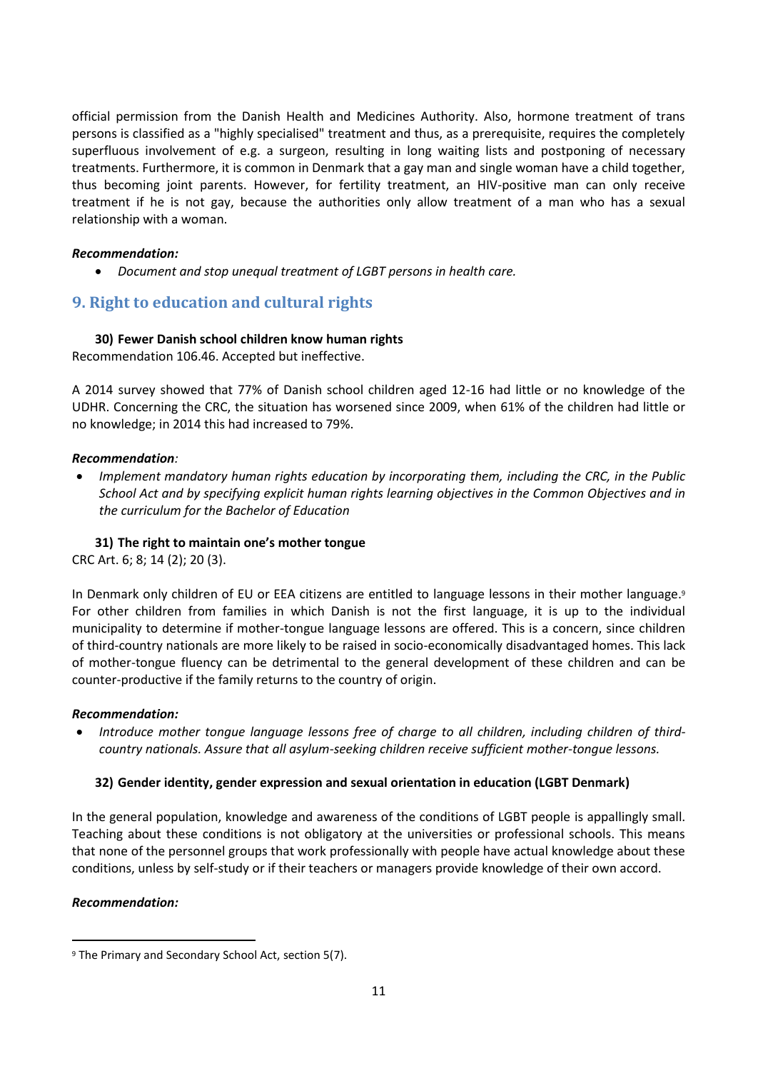official permission from the Danish Health and Medicines Authority. Also, hormone treatment of trans persons is classified as a "highly specialised" treatment and thus, as a prerequisite, requires the completely superfluous involvement of e.g. a surgeon, resulting in long waiting lists and postponing of necessary treatments. Furthermore, it is common in Denmark that a gay man and single woman have a child together, thus becoming joint parents. However, for fertility treatment, an HIV-positive man can only receive treatment if he is not gay, because the authorities only allow treatment of a man who has a sexual relationship with a woman.

***Recommendation:***

- *Document and stop unequal treatment of LGBT persons in health care.*

## 9. Right to education and cultural rights

### 30) Fewer Danish school children know human rights

Recommendation 106.46. Accepted but ineffective.

A 2014 survey showed that 77% of Danish school children aged 12-16 had little or no knowledge of the UDHR. Concerning the CRC, the situation has worsened since 2009, when 61% of the children had little or no knowledge; in 2014 this had increased to 79%.

***Recommendation:***

- *Implement mandatory human rights education by incorporating them, including the CRC, in the Public School Act and by specifying explicit human rights learning objectives in the Common Objectives and in the curriculum for the Bachelor of Education*

### 31) The right to maintain one's mother tongue

CRC Art. 6; 8; 14 (2); 20 (3).

In Denmark only children of EU or EEA citizens are entitled to language lessons in their mother language.[9] For other children from families in which Danish is not the first language, it is up to the individual municipality to determine if mother-tongue language lessons are offered. This is a concern, since children of third-country nationals are more likely to be raised in socio-economically disadvantaged homes. This lack of mother-tongue fluency can be detrimental to the general development of these children and can be counter-productive if the family returns to the country of origin.

***Recommendation:***

- *Introduce mother tongue language lessons free of charge to all children, including children of third-country nationals. Assure that all asylum-seeking children receive sufficient mother-tongue lessons.*

### 32) Gender identity, gender expression and sexual orientation in education (LGBT Denmark)

In the general population, knowledge and awareness of the conditions of LGBT people is appallingly small. Teaching about these conditions is not obligatory at the universities or professional schools. This means that none of the personnel groups that work professionally with people have actual knowledge about these conditions, unless by self-study or if their teachers or managers provide knowledge of their own accord.

***Recommendation:***

[9] The Primary and Secondary School Act, section 5(7).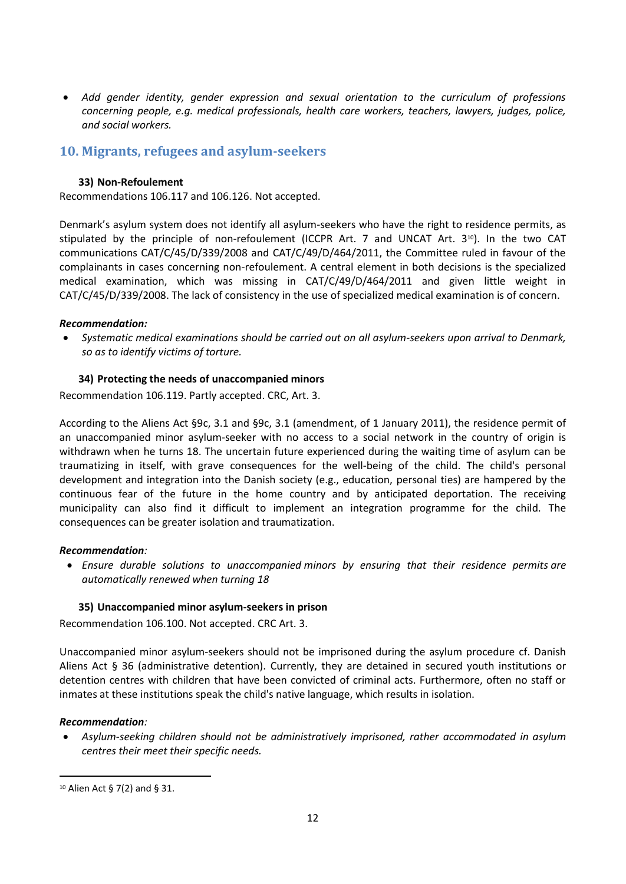- *Add gender identity, gender expression and sexual orientation to the curriculum of professions concerning people, e.g. medical professionals, health care workers, teachers, lawyers, judges, police, and social workers.*

## 10. Migrants, refugees and asylum-seekers

### 33) Non-Refoulement

Recommendations 106.117 and 106.126. Not accepted.

Denmark's asylum system does not identify all asylum-seekers who have the right to residence permits, as stipulated by the principle of non-refoulement (ICCPR Art. 7 and UNCAT Art. 3[10]). In the two CAT communications CAT/C/45/D/339/2008 and CAT/C/49/D/464/2011, the Committee ruled in favour of the complainants in cases concerning non-refoulement. A central element in both decisions is the specialized medical examination, which was missing in CAT/C/49/D/464/2011 and given little weight in CAT/C/45/D/339/2008. The lack of consistency in the use of specialized medical examination is of concern.

***Recommendation:***

- *Systematic medical examinations should be carried out on all asylum-seekers upon arrival to Denmark, so as to identify victims of torture.*

### 34) Protecting the needs of unaccompanied minors

Recommendation 106.119. Partly accepted. CRC, Art. 3.

According to the Aliens Act §9c, 3.1 and §9c, 3.1 (amendment, of 1 January 2011), the residence permit of an unaccompanied minor asylum-seeker with no access to a social network in the country of origin is withdrawn when he turns 18. The uncertain future experienced during the waiting time of asylum can be traumatizing in itself, with grave consequences for the well-being of the child. The child's personal development and integration into the Danish society (e.g., education, personal ties) are hampered by the continuous fear of the future in the home country and by anticipated deportation. The receiving municipality can also find it difficult to implement an integration programme for the child. The consequences can be greater isolation and traumatization.

***Recommendation:***

- *Ensure durable solutions to unaccompanied minors by ensuring that their residence permits are automatically renewed when turning 18*

### 35) Unaccompanied minor asylum-seekers in prison

Recommendation 106.100. Not accepted. CRC Art. 3.

Unaccompanied minor asylum-seekers should not be imprisoned during the asylum procedure cf. Danish Aliens Act § 36 (administrative detention). Currently, they are detained in secured youth institutions or detention centres with children that have been convicted of criminal acts. Furthermore, often no staff or inmates at these institutions speak the child's native language, which results in isolation.

***Recommendation:***

- *Asylum-seeking children should not be administratively imprisoned, rather accommodated in asylum centres their meet their specific needs.*

[10] Alien Act § 7(2) and § 31.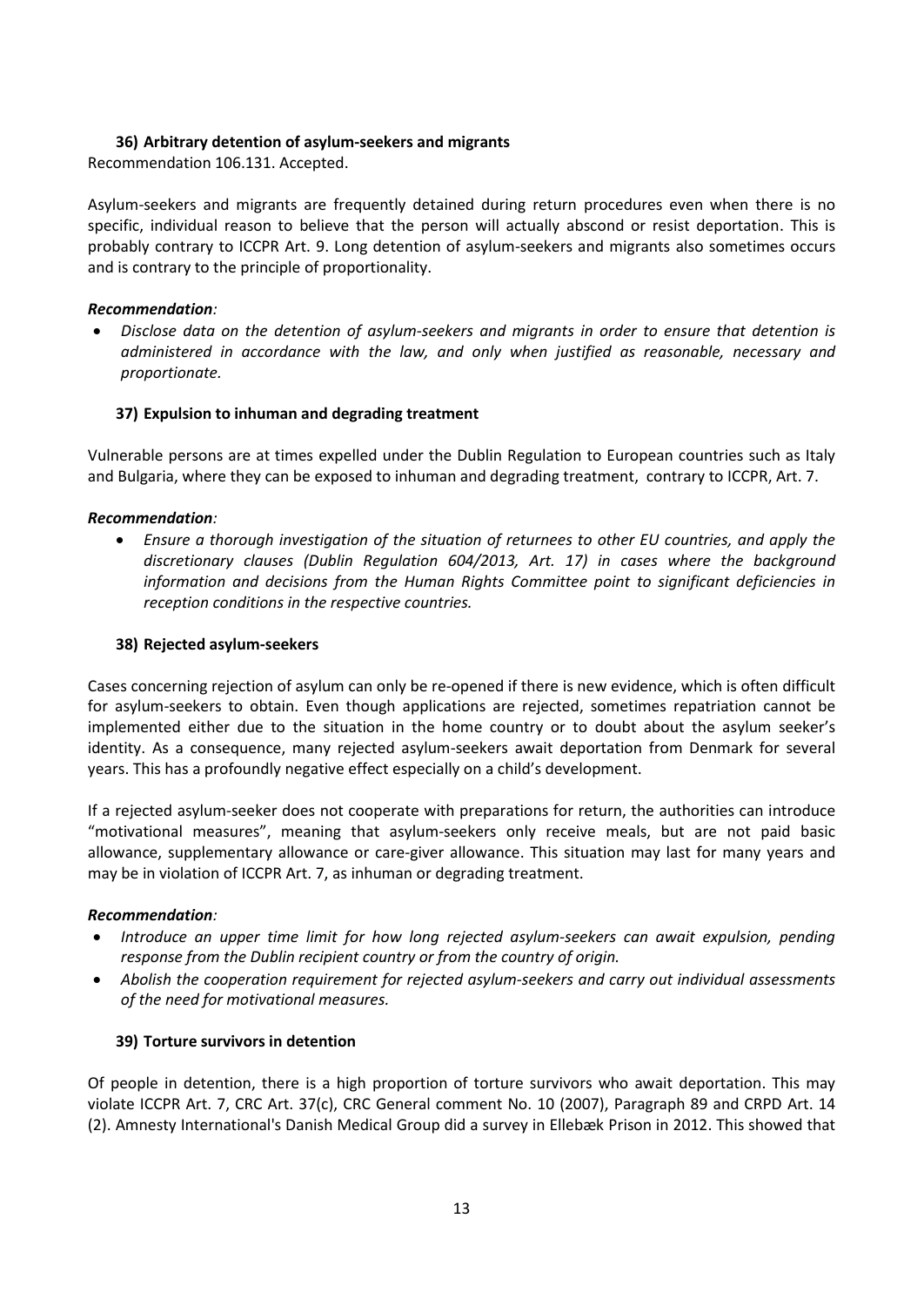### 36) Arbitrary detention of asylum-seekers and migrants

Recommendation 106.131. Accepted.

Asylum-seekers and migrants are frequently detained during return procedures even when there is no specific, individual reason to believe that the person will actually abscond or resist deportation. This is probably contrary to ICCPR Art. 9. Long detention of asylum-seekers and migrants also sometimes occurs and is contrary to the principle of proportionality.

***Recommendation:***

- *Disclose data on the detention of asylum-seekers and migrants in order to ensure that detention is administered in accordance with the law, and only when justified as reasonable, necessary and proportionate.*

### 37) Expulsion to inhuman and degrading treatment

Vulnerable persons are at times expelled under the Dublin Regulation to European countries such as Italy and Bulgaria, where they can be exposed to inhuman and degrading treatment, contrary to ICCPR, Art. 7.

***Recommendation:***

- *Ensure a thorough investigation of the situation of returnees to other EU countries, and apply the discretionary clauses (Dublin Regulation 604/2013, Art. 17) in cases where the background information and decisions from the Human Rights Committee point to significant deficiencies in reception conditions in the respective countries.*

### 38) Rejected asylum-seekers

Cases concerning rejection of asylum can only be re-opened if there is new evidence, which is often difficult for asylum-seekers to obtain. Even though applications are rejected, sometimes repatriation cannot be implemented either due to the situation in the home country or to doubt about the asylum seeker's identity. As a consequence, many rejected asylum-seekers await deportation from Denmark for several years. This has a profoundly negative effect especially on a child's development.

If a rejected asylum-seeker does not cooperate with preparations for return, the authorities can introduce "motivational measures", meaning that asylum-seekers only receive meals, but are not paid basic allowance, supplementary allowance or care-giver allowance. This situation may last for many years and may be in violation of ICCPR Art. 7, as inhuman or degrading treatment.

***Recommendation:***

- *Introduce an upper time limit for how long rejected asylum-seekers can await expulsion, pending response from the Dublin recipient country or from the country of origin.*
- *Abolish the cooperation requirement for rejected asylum-seekers and carry out individual assessments of the need for motivational measures.*

### 39) Torture survivors in detention

Of people in detention, there is a high proportion of torture survivors who await deportation. This may violate ICCPR Art. 7, CRC Art. 37(c), CRC General comment No. 10 (2007), Paragraph 89 and CRPD Art. 14 (2). Amnesty International's Danish Medical Group did a survey in Ellebæk Prison in 2012. This showed that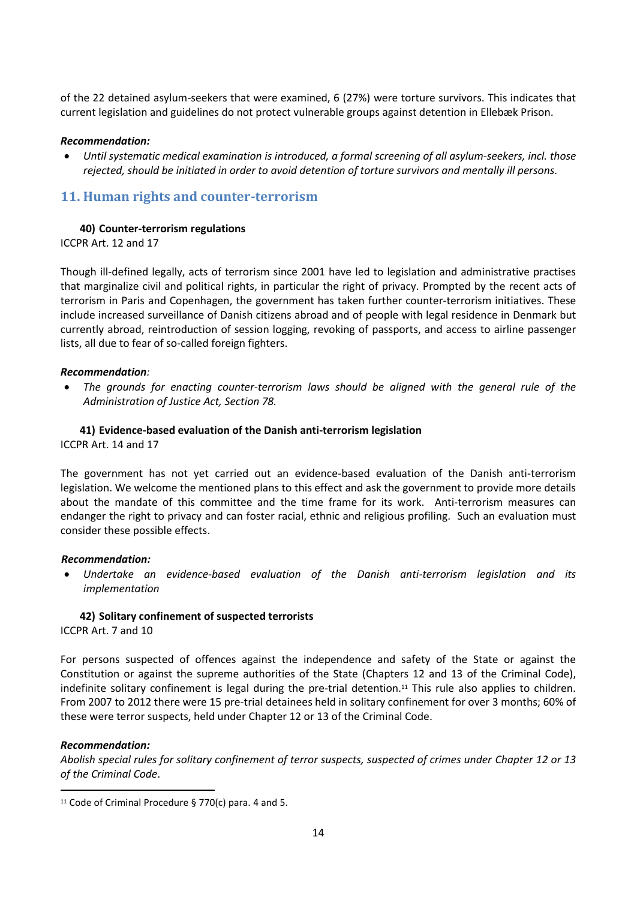of the 22 detained asylum-seekers that were examined, 6 (27%) were torture survivors. This indicates that current legislation and guidelines do not protect vulnerable groups against detention in Ellebæk Prison.

***Recommendation:***

- *Until systematic medical examination is introduced, a formal screening of all asylum-seekers, incl. those rejected, should be initiated in order to avoid detention of torture survivors and mentally ill persons.*

## 11. Human rights and counter-terrorism

### 40) Counter-terrorism regulations

ICCPR Art. 12 and 17

Though ill-defined legally, acts of terrorism since 2001 have led to legislation and administrative practises that marginalize civil and political rights, in particular the right of privacy. Prompted by the recent acts of terrorism in Paris and Copenhagen, the government has taken further counter-terrorism initiatives. These include increased surveillance of Danish citizens abroad and of people with legal residence in Denmark but currently abroad, reintroduction of session logging, revoking of passports, and access to airline passenger lists, all due to fear of so-called foreign fighters.

***Recommendation:***

- *The grounds for enacting counter-terrorism laws should be aligned with the general rule of the Administration of Justice Act, Section 78.*

### 41) Evidence-based evaluation of the Danish anti-terrorism legislation

ICCPR Art. 14 and 17

The government has not yet carried out an evidence-based evaluation of the Danish anti-terrorism legislation. We welcome the mentioned plans to this effect and ask the government to provide more details about the mandate of this committee and the time frame for its work. Anti-terrorism measures can endanger the right to privacy and can foster racial, ethnic and religious profiling. Such an evaluation must consider these possible effects.

***Recommendation:***

- *Undertake an evidence-based evaluation of the Danish anti-terrorism legislation and its implementation*

### 42) Solitary confinement of suspected terrorists

ICCPR Art. 7 and 10

For persons suspected of offences against the independence and safety of the State or against the Constitution or against the supreme authorities of the State (Chapters 12 and 13 of the Criminal Code), indefinite solitary confinement is legal during the pre-trial detention.[11] This rule also applies to children. From 2007 to 2012 there were 15 pre-trial detainees held in solitary confinement for over 3 months; 60% of these were terror suspects, held under Chapter 12 or 13 of the Criminal Code.

***Recommendation:***

*Abolish special rules for solitary confinement of terror suspects, suspected of crimes under Chapter 12 or 13 of the Criminal Code.*

[11] Code of Criminal Procedure § 770(c) para. 4 and 5.